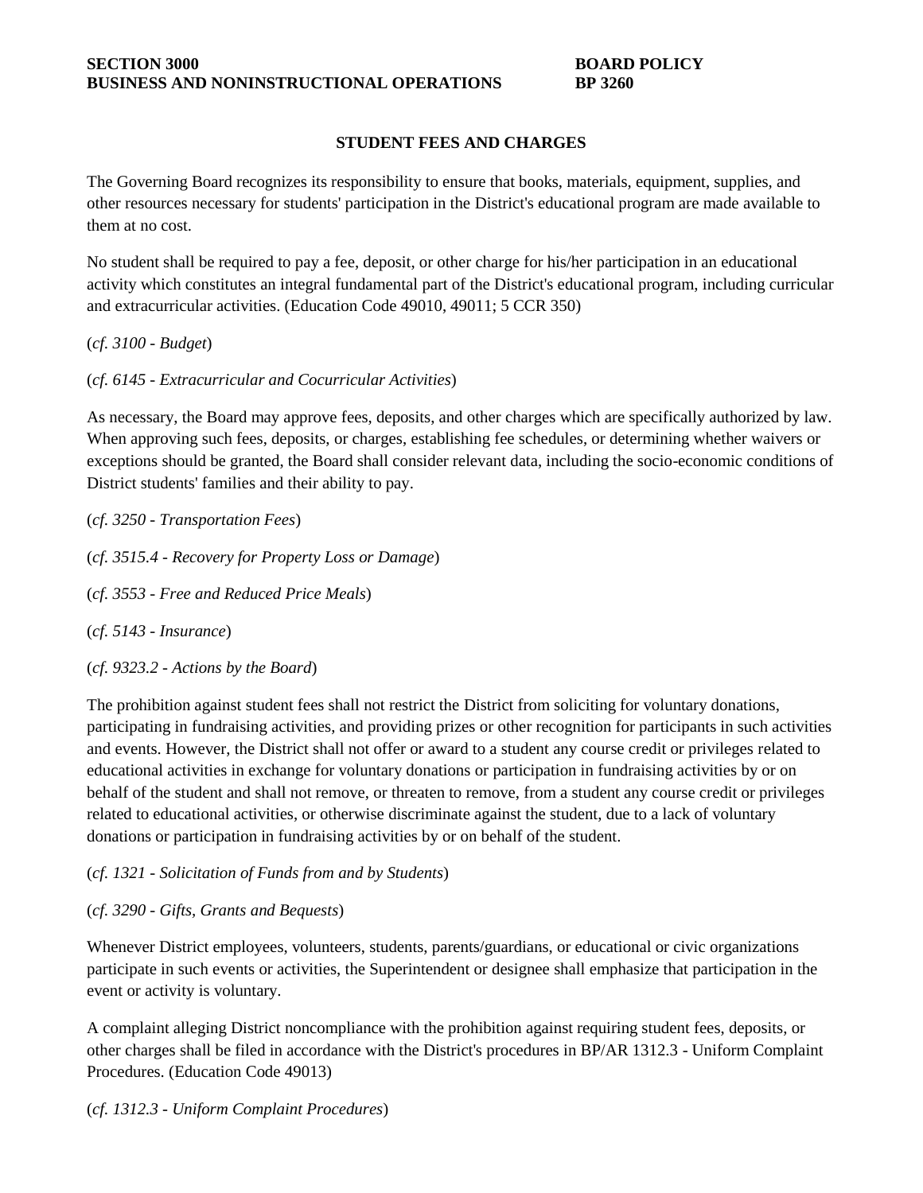**SECTION 3000**
**BUSINESS AND NONINSTRUCTIONAL OPERATIONS**

**BOARD POLICY**
**BP 3260**

## STUDENT FEES AND CHARGES

The Governing Board recognizes its responsibility to ensure that books, materials, equipment, supplies, and other resources necessary for students' participation in the District's educational program are made available to them at no cost.

No student shall be required to pay a fee, deposit, or other charge for his/her participation in an educational activity which constitutes an integral fundamental part of the District's educational program, including curricular and extracurricular activities. (Education Code 49010, 49011; 5 CCR 350)

(*cf. 3100 - Budget*)

(*cf. 6145 - Extracurricular and Cocurricular Activities*)

As necessary, the Board may approve fees, deposits, and other charges which are specifically authorized by law. When approving such fees, deposits, or charges, establishing fee schedules, or determining whether waivers or exceptions should be granted, the Board shall consider relevant data, including the socio-economic conditions of District students' families and their ability to pay.

(*cf. 3250 - Transportation Fees*)

(*cf. 3515.4 - Recovery for Property Loss or Damage*)

(*cf. 3553 - Free and Reduced Price Meals*)

(*cf. 5143 - Insurance*)

(*cf. 9323.2 - Actions by the Board*)

The prohibition against student fees shall not restrict the District from soliciting for voluntary donations, participating in fundraising activities, and providing prizes or other recognition for participants in such activities and events. However, the District shall not offer or award to a student any course credit or privileges related to educational activities in exchange for voluntary donations or participation in fundraising activities by or on behalf of the student and shall not remove, or threaten to remove, from a student any course credit or privileges related to educational activities, or otherwise discriminate against the student, due to a lack of voluntary donations or participation in fundraising activities by or on behalf of the student.

(*cf. 1321 - Solicitation of Funds from and by Students*)

(*cf. 3290 - Gifts, Grants and Bequests*)

Whenever District employees, volunteers, students, parents/guardians, or educational or civic organizations participate in such events or activities, the Superintendent or designee shall emphasize that participation in the event or activity is voluntary.

A complaint alleging District noncompliance with the prohibition against requiring student fees, deposits, or other charges shall be filed in accordance with the District's procedures in BP/AR 1312.3 - Uniform Complaint Procedures. (Education Code 49013)

(*cf. 1312.3 - Uniform Complaint Procedures*)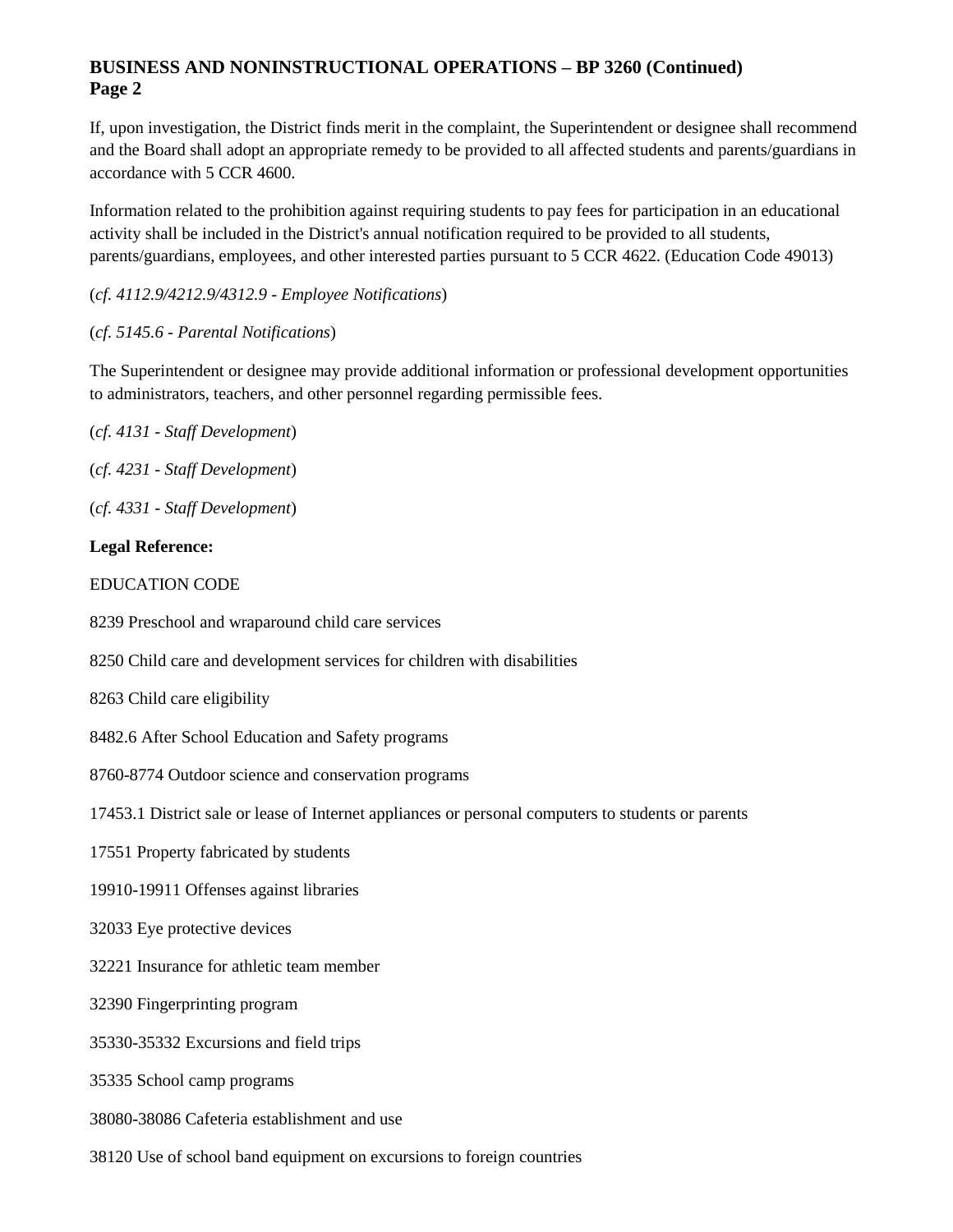If, upon investigation, the District finds merit in the complaint, the Superintendent or designee shall recommend and the Board shall adopt an appropriate remedy to be provided to all affected students and parents/guardians in accordance with 5 CCR 4600.

Information related to the prohibition against requiring students to pay fees for participation in an educational activity shall be included in the District's annual notification required to be provided to all students, parents/guardians, employees, and other interested parties pursuant to 5 CCR 4622. (Education Code 49013)

(*cf. 4112.9/4212.9/4312.9 - Employee Notifications*)

(*cf. 5145.6 - Parental Notifications*)

The Superintendent or designee may provide additional information or professional development opportunities to administrators, teachers, and other personnel regarding permissible fees.

(*cf. 4131 - Staff Development*)

(*cf. 4231 - Staff Development*)

(*cf. 4331 - Staff Development*)

**Legal Reference:**

EDUCATION CODE

8239 Preschool and wraparound child care services

8250 Child care and development services for children with disabilities

8263 Child care eligibility

8482.6 After School Education and Safety programs

8760-8774 Outdoor science and conservation programs

17453.1 District sale or lease of Internet appliances or personal computers to students or parents

17551 Property fabricated by students

19910-19911 Offenses against libraries

32033 Eye protective devices

32221 Insurance for athletic team member

32390 Fingerprinting program

35330-35332 Excursions and field trips

35335 School camp programs

38080-38086 Cafeteria establishment and use

38120 Use of school band equipment on excursions to foreign countries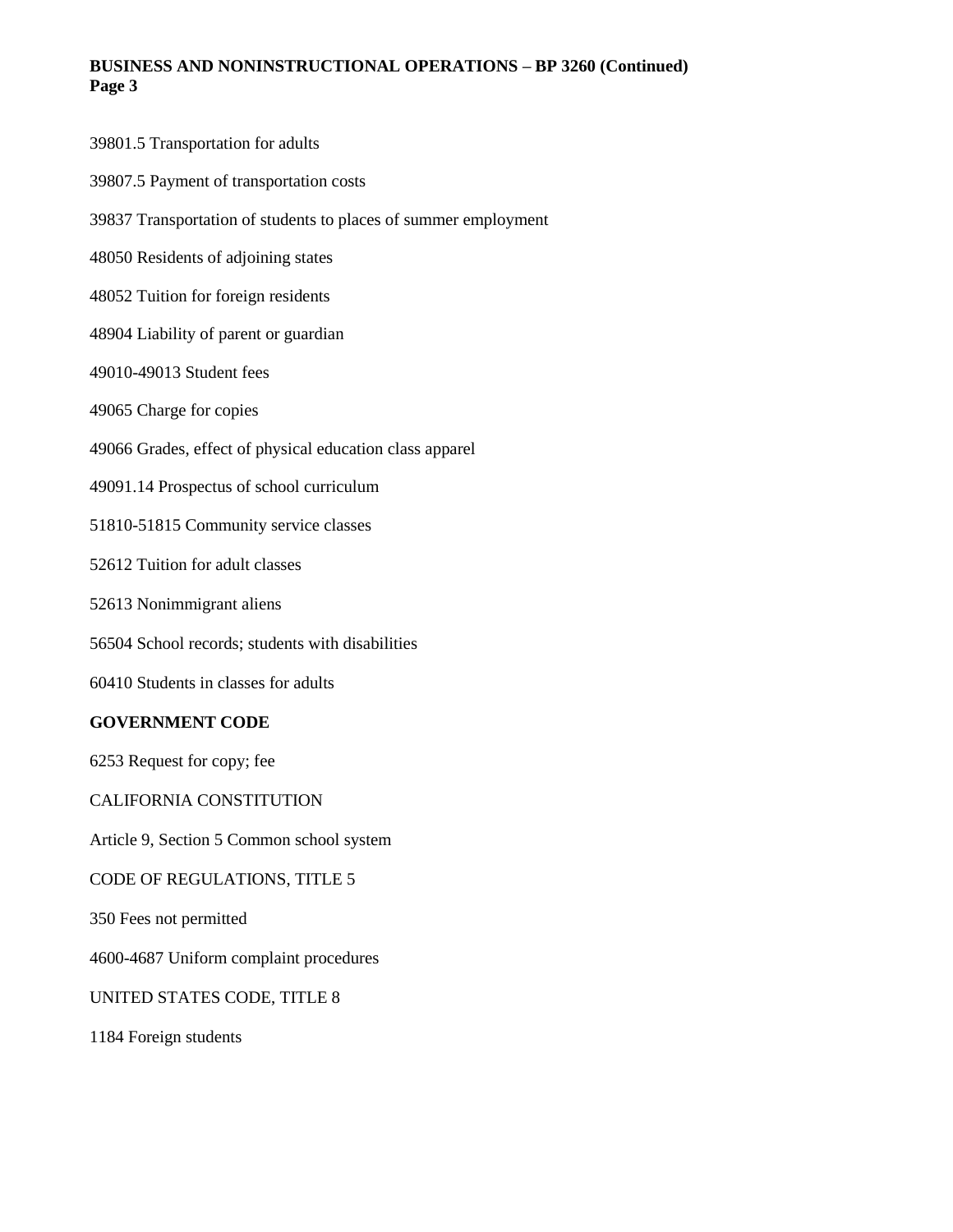39801.5 Transportation for adults

39807.5 Payment of transportation costs

39837 Transportation of students to places of summer employment

48050 Residents of adjoining states

48052 Tuition for foreign residents

48904 Liability of parent or guardian

49010-49013 Student fees

49065 Charge for copies

49066 Grades, effect of physical education class apparel

49091.14 Prospectus of school curriculum

51810-51815 Community service classes

52612 Tuition for adult classes

52613 Nonimmigrant aliens

56504 School records; students with disabilities

60410 Students in classes for adults

**GOVERNMENT CODE**

6253 Request for copy; fee

CALIFORNIA CONSTITUTION

Article 9, Section 5 Common school system

CODE OF REGULATIONS, TITLE 5

350 Fees not permitted

4600-4687 Uniform complaint procedures

UNITED STATES CODE, TITLE 8

1184 Foreign students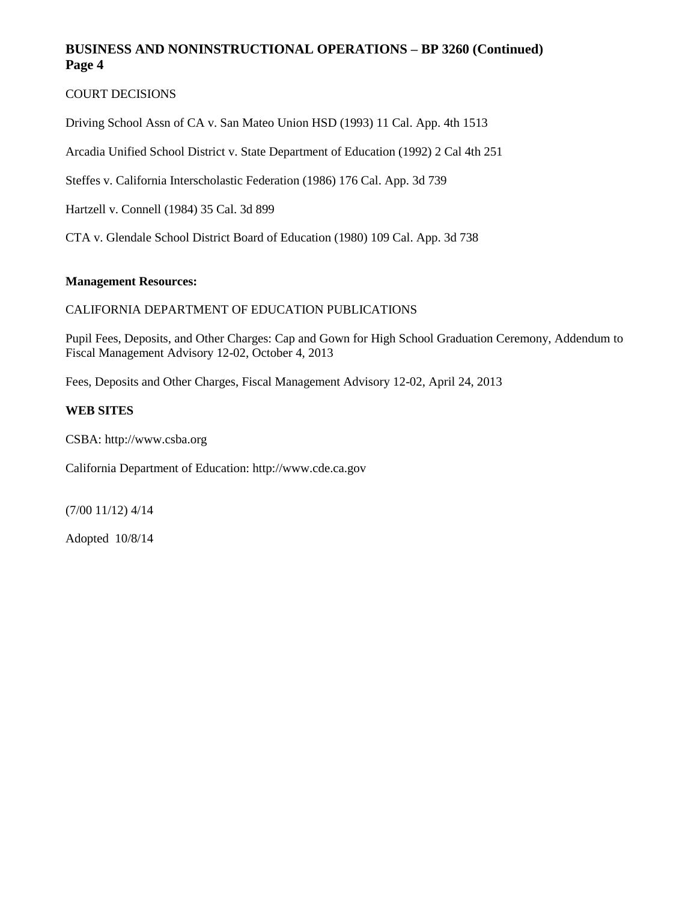COURT DECISIONS

Driving School Assn of CA v. San Mateo Union HSD (1993) 11 Cal. App. 4th 1513

Arcadia Unified School District v. State Department of Education (1992) 2 Cal 4th 251

Steffes v. California Interscholastic Federation (1986) 176 Cal. App. 3d 739

Hartzell v. Connell (1984) 35 Cal. 3d 899

CTA v. Glendale School District Board of Education (1980) 109 Cal. App. 3d 738

**Management Resources:**

CALIFORNIA DEPARTMENT OF EDUCATION PUBLICATIONS

Pupil Fees, Deposits, and Other Charges: Cap and Gown for High School Graduation Ceremony, Addendum to Fiscal Management Advisory 12-02, October 4, 2013

Fees, Deposits and Other Charges, Fiscal Management Advisory 12-02, April 24, 2013

**WEB SITES**

CSBA: http://www.csba.org

California Department of Education: http://www.cde.ca.gov

(7/00 11/12) 4/14

Adopted 10/8/14